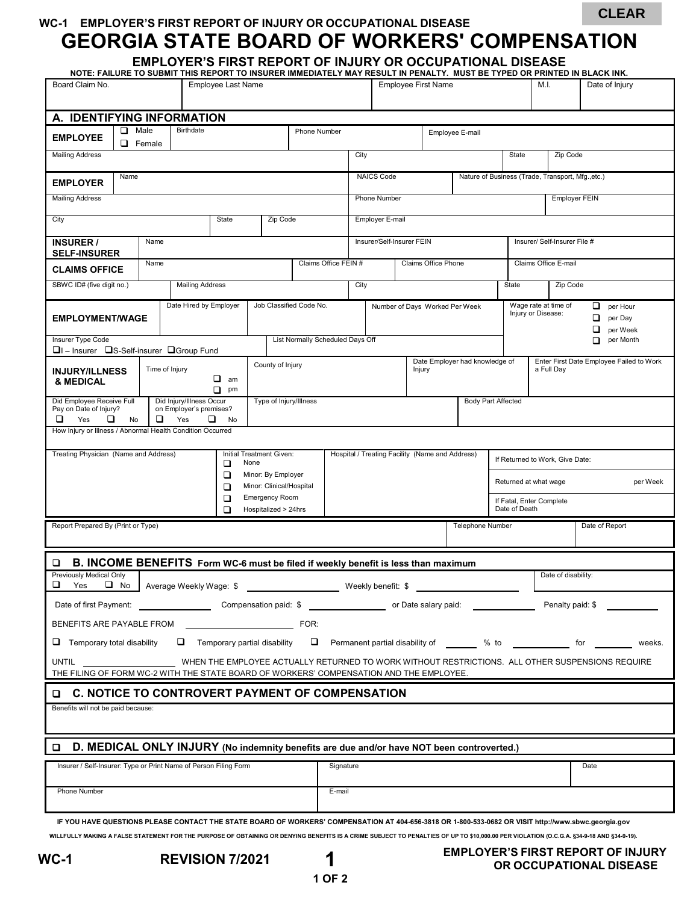WC-1 EMPLOYER'S FIRST REPORT OF INJURY OR OCCUPATIONAL DISEASE

CLEAR

# GEORGIA STATE BOARD OF WORKERS' COMPENSATION

## EMPLOYER'S FIRST REPORT OF INJURY OR OCCUPATIONAL DISEASE

**NOTE: FAILURE TO SUBMIT THIS REPORT TO INSURER IMMEDIATELY MAY RESULT IN PENALTY. MUST BE TYPED OR PRINTED IN BLACK INK.**

| Board Claim No. | Employee Last Name | Employee First Name | M.I. | Date of Injury |
|---|---|---|---|---|
| | | | | |

### A. IDENTIFYING INFORMATION

**EMPLOYEE**

| ☐ Male ☐ Female | Birthdate | Phone Number | Employee E-mail |
|---|---|---|---|
| | | | |

| Mailing Address | City | State | Zip Code |
|---|---|---|---|
| | | | |

**EMPLOYER**

| Name | NAICS Code | Nature of Business (Trade, Transport, Mfg.,etc.) |
|---|---|---|
| | | |

| Mailing Address | Phone Number | Employer FEIN |
|---|---|---|
| | | |

| City | State | Zip Code | Employer E-mail |
|---|---|---|---|
| | | | |

**INSURER / SELF-INSURER**

| Name | Insurer/Self-Insurer FEIN | Insurer/ Self-Insurer File # |
|---|---|---|
| | | |

**CLAIMS OFFICE**

| Name | Claims Office FEIN # | Claims Office Phone | Claims Office E-mail |
|---|---|---|---|
| | | | |

| SBWC ID# (five digit no.) | Mailing Address | City | State | Zip Code |
|---|---|---|---|---|
| | | | | |

**EMPLOYMENT/WAGE**

| Date Hired by Employer | Job Classified Code No. | Number of Days Worked Per Week | Wage rate at time of Injury or Disease: | ☐ per Hour ☐ per Day ☐ per Week ☐ per Month |
|---|---|---|---|---|
| | | | | |

| Insurer Type Code ☐I – Insurer ☐S-Self-insurer ☐Group Fund | List Normally Scheduled Days Off |
|---|---|
| | |

**INJURY/ILLNESS & MEDICAL**

| Time of Injury ☐ am ☐ pm | County of Injury | Date Employer had knowledge of Injury | Enter First Date Employee Failed to Work a Full Day |
|---|---|---|---|
| | | | |

| Did Employee Receive Full Pay on Date of Injury? ☐ Yes ☐ No | Did Injury/Illness Occur on Employer's premises? ☐ Yes ☐ No | Type of Injury/Illness | Body Part Affected |
|---|---|---|---|
| | | | |

How Injury or Illness / Abnormal Health Condition Occurred

| Treating Physician (Name and Address) | Initial Treatment Given: ☐ None ☐ Minor: By Employer ☐ Minor: Clinical/Hospital ☐ Emergency Room ☐ Hospitalized > 24hrs | Hospital / Treating Facility (Name and Address) | If Returned to Work, Give Date: / Returned at what wage per Week / If Fatal, Enter Complete Date of Death |
|---|---|---|---|
| | | | |

| Report Prepared By (Print or Type) | Telephone Number | Date of Report |
|---|---|---|
| | | |

### ☐ B. INCOME BENEFITS Form WC-6 must be filed if weekly benefit is less than maximum

Previously Medical Only ☐ Yes ☐ No    Average Weekly Wage: $ ______    Weekly benefit: $ ______    Date of disability:

Date of first Payment: ______    Compensation paid: $ ______    or Date salary paid: ______    Penalty paid: $ ______

BENEFITS ARE PAYABLE FROM ______ FOR:

☐ Temporary total disability    ☐ Temporary partial disability    ☐ Permanent partial disability of ______ % to ______ for ______ weeks.

UNTIL ______ WHEN THE EMPLOYEE ACTUALLY RETURNED TO WORK WITHOUT RESTRICTIONS. ALL OTHER SUSPENSIONS REQUIRE THE FILING OF FORM WC-2 WITH THE STATE BOARD OF WORKERS' COMPENSATION AND THE EMPLOYEE.

### ☐ C. NOTICE TO CONTROVERT PAYMENT OF COMPENSATION

Benefits will not be paid because:

### ☐ D. MEDICAL ONLY INJURY (No indemnity benefits are due and/or have NOT been controverted.)

| Insurer / Self-Insurer: Type or Print Name of Person Filing Form | Signature | Date |
|---|---|---|
| | | |

| Phone Number | E-mail |
|---|---|
| | |

**IF YOU HAVE QUESTIONS PLEASE CONTACT THE STATE BOARD OF WORKERS' COMPENSATION AT 404-656-3818 OR 1-800-533-0682 OR VISIT http://www.sbwc.georgia.gov**

**WILLFULLY MAKING A FALSE STATEMENT FOR THE PURPOSE OF OBTAINING OR DENYING BENEFITS IS A CRIME SUBJECT TO PENALTIES OF UP TO $10,000.00 PER VIOLATION (O.C.G.A. §34-9-18 AND §34-9-19).**

**WC-1    REVISION 7/2021    EMPLOYER'S FIRST REPORT OF INJURY OR OCCUPATIONAL DISEASE**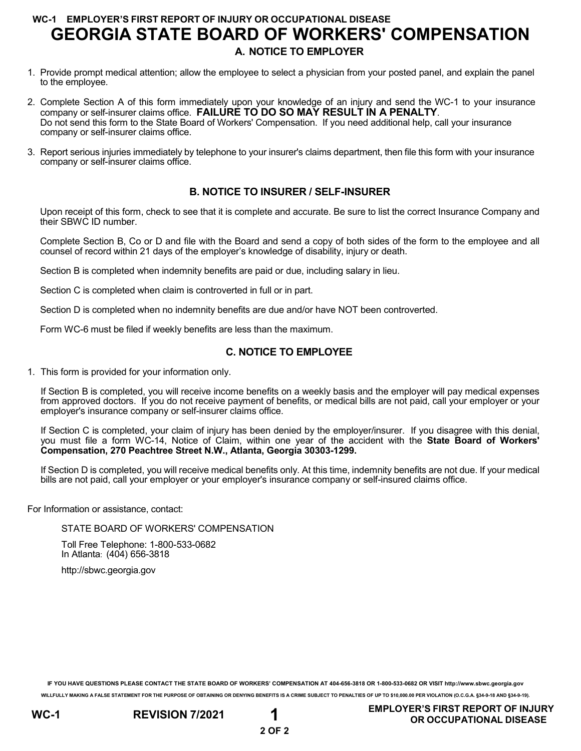**WC-1 EMPLOYER'S FIRST REPORT OF INJURY OR OCCUPATIONAL DISEASE**

# GEORGIA STATE BOARD OF WORKERS' COMPENSATION

## A. NOTICE TO EMPLOYER

1. Provide prompt medical attention; allow the employee to select a physician from your posted panel, and explain the panel to the employee.
2. Complete Section A of this form immediately upon your knowledge of an injury and send the WC-1 to your insurance company or self-insurer claims office. **FAILURE TO DO SO MAY RESULT IN A PENALTY**.
   Do not send this form to the State Board of Workers' Compensation. If you need additional help, call your insurance company or self-insurer claims office.
3. Report serious injuries immediately by telephone to your insurer's claims department, then file this form with your insurance company or self-insurer claims office.

## B. NOTICE TO INSURER / SELF-INSURER

Upon receipt of this form, check to see that it is complete and accurate. Be sure to list the correct Insurance Company and their SBWC ID number.

Complete Section B, Co or D and file with the Board and send a copy of both sides of the form to the employee and all counsel of record within 21 days of the employer's knowledge of disability, injury or death.

Section B is completed when indemnity benefits are paid or due, including salary in lieu.

Section C is completed when claim is controverted in full or in part.

Section D is completed when no indemnity benefits are due and/or have NOT been controverted.

Form WC-6 must be filed if weekly benefits are less than the maximum.

## C. NOTICE TO EMPLOYEE

1. This form is provided for your information only.

   If Section B is completed, you will receive income benefits on a weekly basis and the employer will pay medical expenses from approved doctors. If you do not receive payment of benefits, or medical bills are not paid, call your employer or your employer's insurance company or self-insurer claims office.

   If Section C is completed, your claim of injury has been denied by the employer/insurer. If you disagree with this denial, you must file a form WC-14, Notice of Claim, within one year of the accident with the **State Board of Workers' Compensation, 270 Peachtree Street N.W., Atlanta, Georgia 30303-1299.**

   If Section D is completed, you will receive medical benefits only. At this time, indemnity benefits are not due. If your medical bills are not paid, call your employer or your employer's insurance company or self-insured claims office.

For Information or assistance, contact:

STATE BOARD OF WORKERS' COMPENSATION

Toll Free Telephone: 1-800-533-0682
In Atlanta: (404) 656-3818

http://sbwc.georgia.gov

**IF YOU HAVE QUESTIONS PLEASE CONTACT THE STATE BOARD OF WORKERS' COMPENSATION AT 404-656-3818 OR 1-800-533-0682 OR VISIT http://www.sbwc.georgia.gov**

**WILLFULLY MAKING A FALSE STATEMENT FOR THE PURPOSE OF OBTAINING OR DENYING BENEFITS IS A CRIME SUBJECT TO PENALTIES OF UP TO $10,000.00 PER VIOLATION (O.C.G.A. §34-9-18 AND §34-9-19).**

**WC-1 REVISION 7/2021**